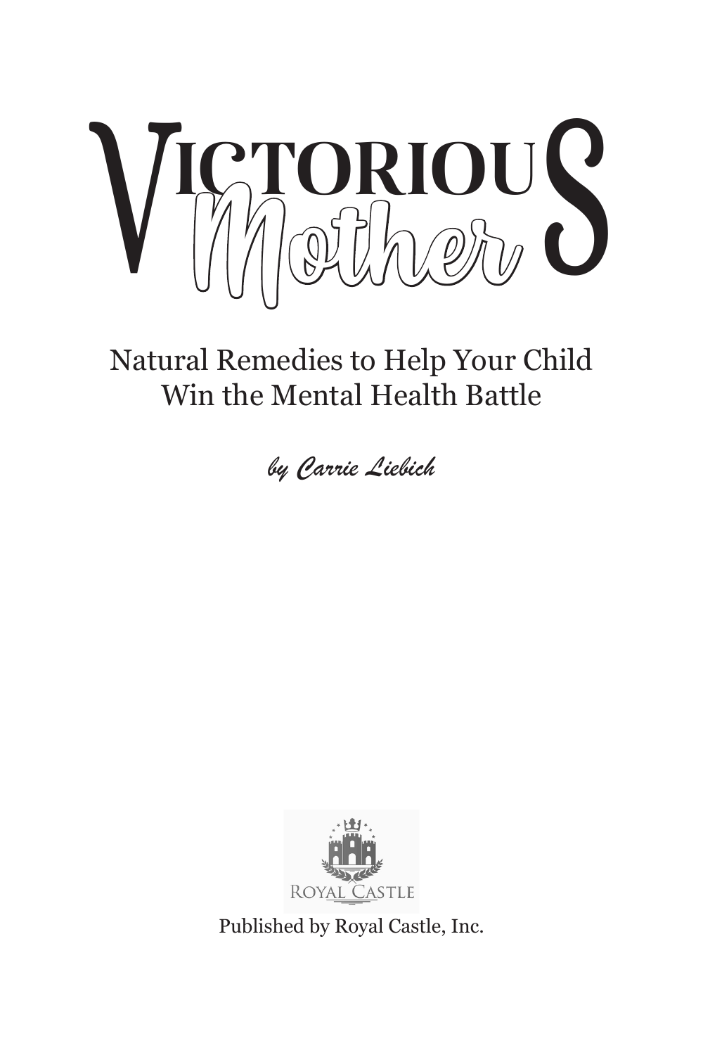# Victorious Mothers

Natural Remedies to Help Your Child
Win the Mental Health Battle

*by Carrie Liebich*

Royal Castle

Published by Royal Castle, Inc.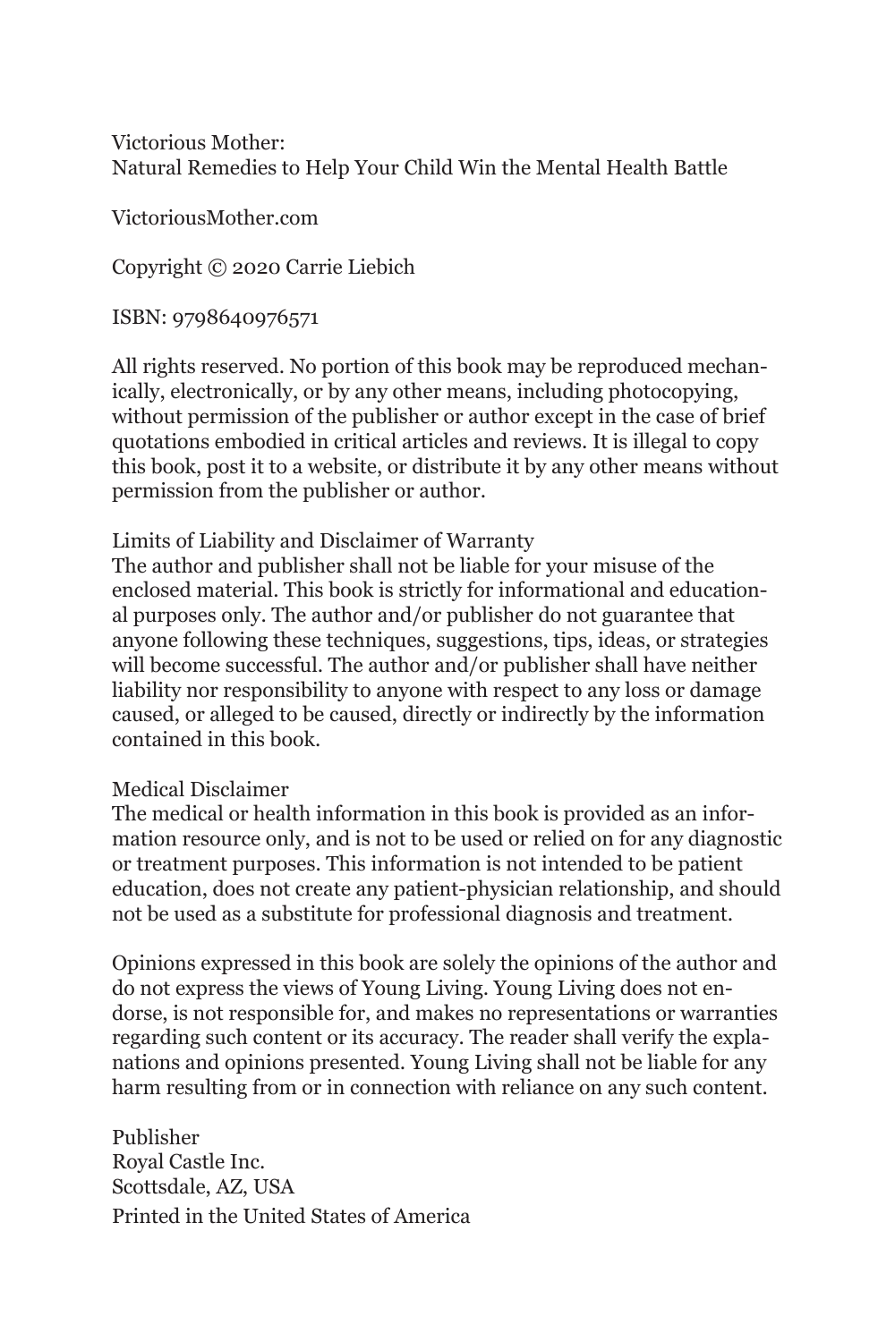Victorious Mother:
Natural Remedies to Help Your Child Win the Mental Health Battle

VictoriousMother.com

Copyright © 2020 Carrie Liebich

ISBN: 9798640976571

All rights reserved. No portion of this book may be reproduced mechanically, electronically, or by any other means, including photocopying, without permission of the publisher or author except in the case of brief quotations embodied in critical articles and reviews. It is illegal to copy this book, post it to a website, or distribute it by any other means without permission from the publisher or author.

Limits of Liability and Disclaimer of Warranty
The author and publisher shall not be liable for your misuse of the enclosed material. This book is strictly for informational and educational purposes only. The author and/or publisher do not guarantee that anyone following these techniques, suggestions, tips, ideas, or strategies will become successful. The author and/or publisher shall have neither liability nor responsibility to anyone with respect to any loss or damage caused, or alleged to be caused, directly or indirectly by the information contained in this book.

Medical Disclaimer
The medical or health information in this book is provided as an information resource only, and is not to be used or relied on for any diagnostic or treatment purposes. This information is not intended to be patient education, does not create any patient-physician relationship, and should not be used as a substitute for professional diagnosis and treatment.

Opinions expressed in this book are solely the opinions of the author and do not express the views of Young Living. Young Living does not endorse, is not responsible for, and makes no representations or warranties regarding such content or its accuracy. The reader shall verify the explanations and opinions presented. Young Living shall not be liable for any harm resulting from or in connection with reliance on any such content.

Publisher
Royal Castle Inc.
Scottsdale, AZ, USA
Printed in the United States of America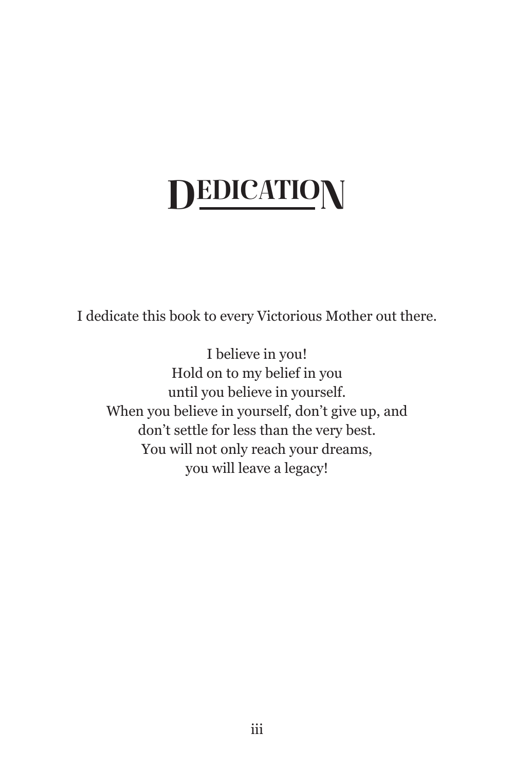# DEDICATION

I dedicate this book to every Victorious Mother out there.

I believe in you!  
Hold on to my belief in you  
until you believe in yourself.  
When you believe in yourself, don’t give up, and  
don’t settle for less than the very best.  
You will not only reach your dreams,  
you will leave a legacy!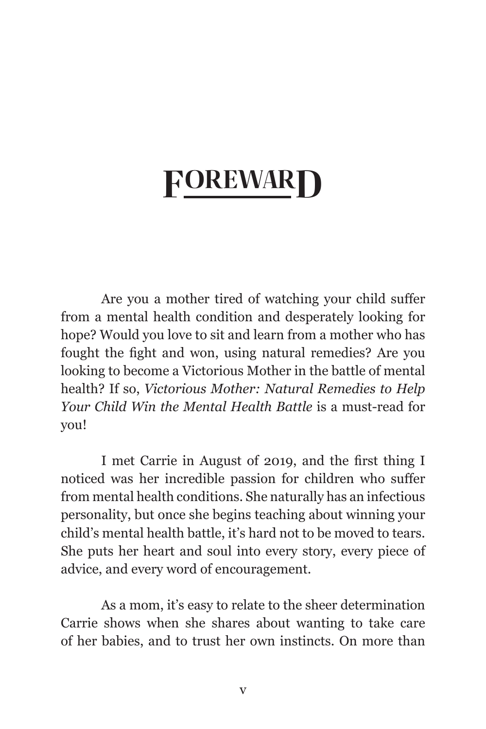# FOREWARD

Are you a mother tired of watching your child suffer from a mental health condition and desperately looking for hope? Would you love to sit and learn from a mother who has fought the fight and won, using natural remedies? Are you looking to become a Victorious Mother in the battle of mental health? If so, *Victorious Mother: Natural Remedies to Help Your Child Win the Mental Health Battle* is a must-read for you!

I met Carrie in August of 2019, and the first thing I noticed was her incredible passion for children who suffer from mental health conditions. She naturally has an infectious personality, but once she begins teaching about winning your child's mental health battle, it's hard not to be moved to tears. She puts her heart and soul into every story, every piece of advice, and every word of encouragement.

As a mom, it's easy to relate to the sheer determination Carrie shows when she shares about wanting to take care of her babies, and to trust her own instincts. On more than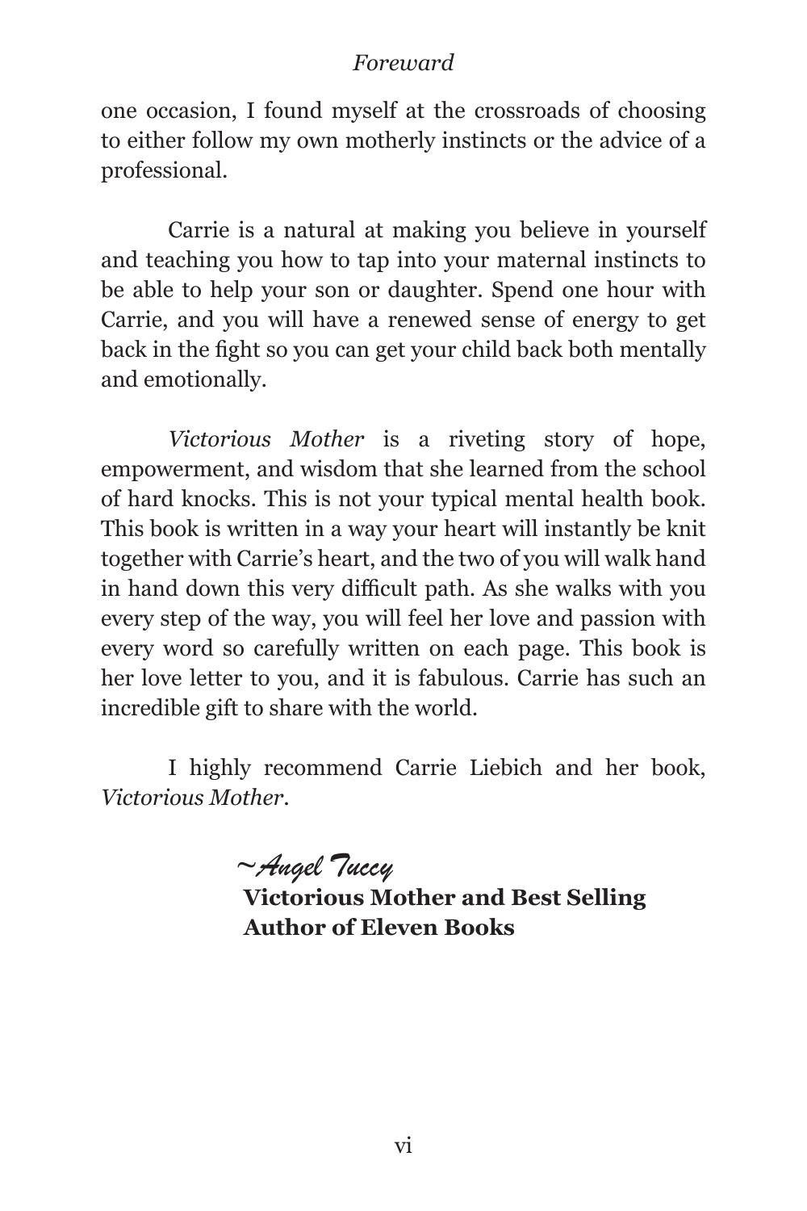one occasion, I found myself at the crossroads of choosing to either follow my own motherly instincts or the advice of a professional.

Carrie is a natural at making you believe in yourself and teaching you how to tap into your maternal instincts to be able to help your son or daughter. Spend one hour with Carrie, and you will have a renewed sense of energy to get back in the fight so you can get your child back both mentally and emotionally.

*Victorious Mother* is a riveting story of hope, empowerment, and wisdom that she learned from the school of hard knocks. This is not your typical mental health book. This book is written in a way your heart will instantly be knit together with Carrie's heart, and the two of you will walk hand in hand down this very difficult path. As she walks with you every step of the way, you will feel her love and passion with every word so carefully written on each page. This book is her love letter to you, and it is fabulous. Carrie has such an incredible gift to share with the world.

I highly recommend Carrie Liebich and her book, *Victorious Mother*.

*~Angel Tuccy*

**Victorious Mother and Best Selling Author of Eleven Books**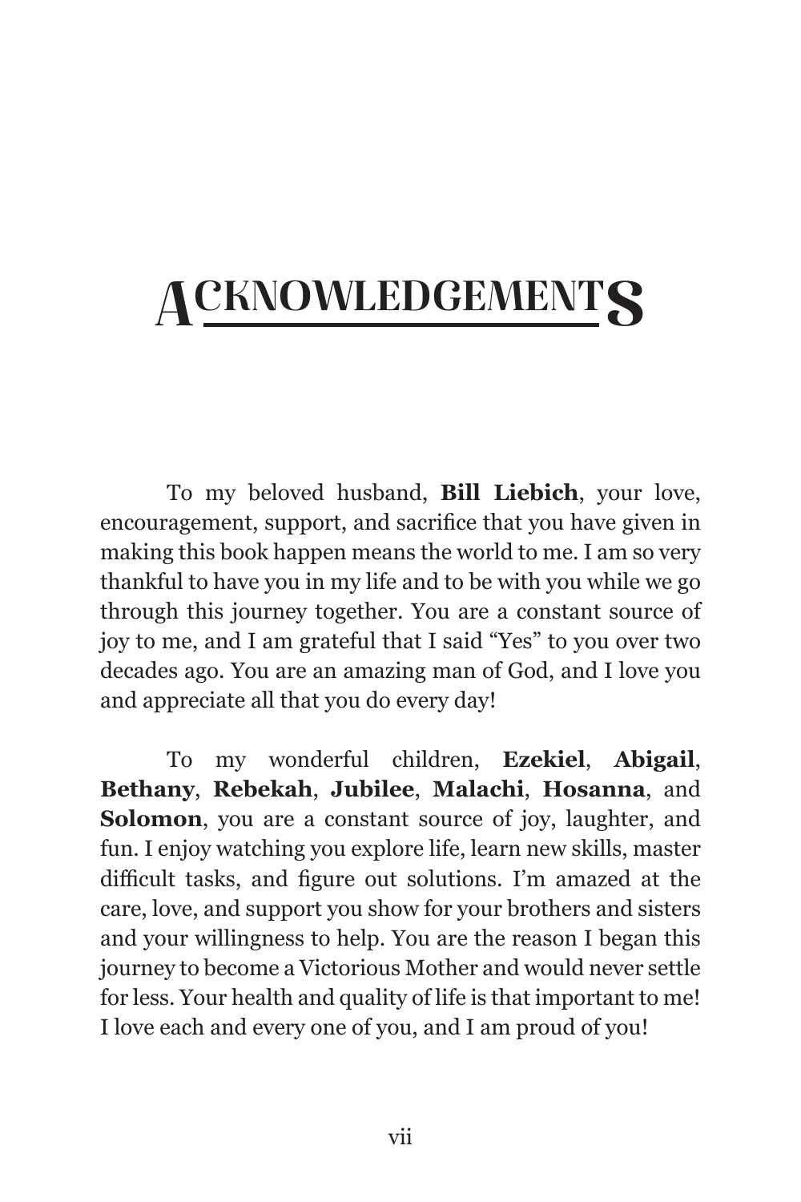# ACKNOWLEDGEMENTS

To my beloved husband, **Bill Liebich**, your love, encouragement, support, and sacrifice that you have given in making this book happen means the world to me. I am so very thankful to have you in my life and to be with you while we go through this journey together. You are a constant source of joy to me, and I am grateful that I said "Yes" to you over two decades ago. You are an amazing man of God, and I love you and appreciate all that you do every day!

To my wonderful children, **Ezekiel**, **Abigail**, **Bethany**, **Rebekah**, **Jubilee**, **Malachi**, **Hosanna**, and **Solomon**, you are a constant source of joy, laughter, and fun. I enjoy watching you explore life, learn new skills, master difficult tasks, and figure out solutions. I'm amazed at the care, love, and support you show for your brothers and sisters and your willingness to help. You are the reason I began this journey to become a Victorious Mother and would never settle for less. Your health and quality of life is that important to me! I love each and every one of you, and I am proud of you!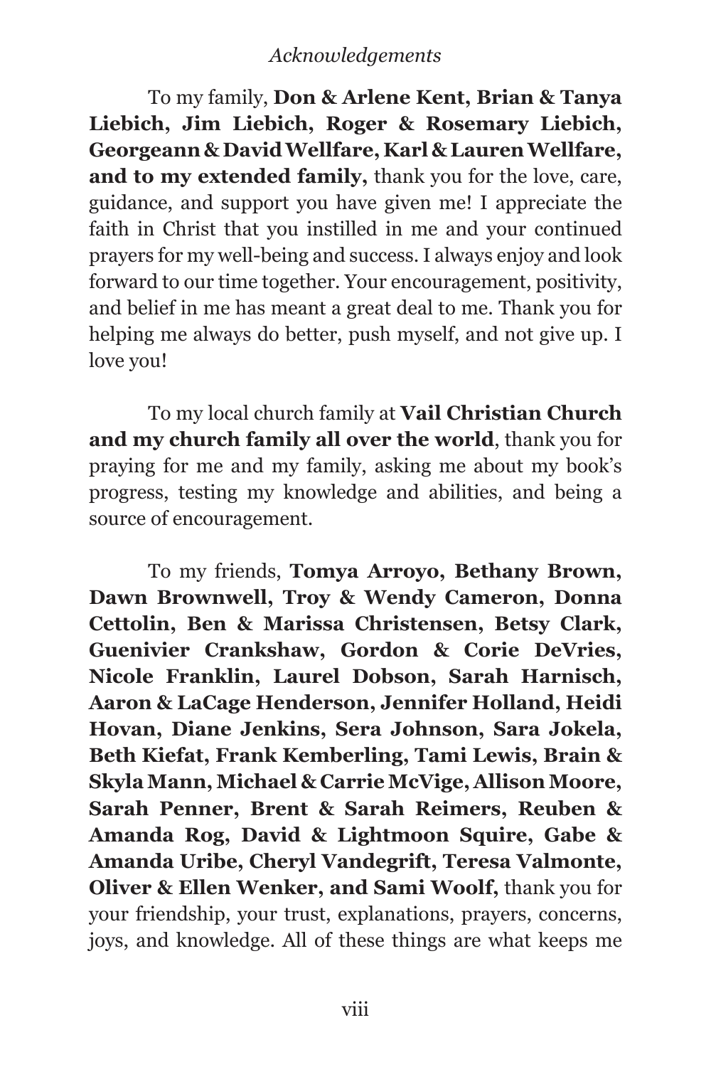To my family, **Don & Arlene Kent, Brian & Tanya Liebich, Jim Liebich, Roger & Rosemary Liebich, Georgeann & David Wellfare, Karl & Lauren Wellfare, and to my extended family,** thank you for the love, care, guidance, and support you have given me! I appreciate the faith in Christ that you instilled in me and your continued prayers for my well-being and success. I always enjoy and look forward to our time together. Your encouragement, positivity, and belief in me has meant a great deal to me. Thank you for helping me always do better, push myself, and not give up. I love you!

To my local church family at **Vail Christian Church and my church family all over the world**, thank you for praying for me and my family, asking me about my book's progress, testing my knowledge and abilities, and being a source of encouragement.

To my friends, **Tomya Arroyo, Bethany Brown, Dawn Brownwell, Troy & Wendy Cameron, Donna Cettolin, Ben & Marissa Christensen, Betsy Clark, Guenivier Crankshaw, Gordon & Corie DeVries, Nicole Franklin, Laurel Dobson, Sarah Harnisch, Aaron & LaCage Henderson, Jennifer Holland, Heidi Hovan, Diane Jenkins, Sera Johnson, Sara Jokela, Beth Kiefat, Frank Kemberling, Tami Lewis, Brain & Skyla Mann, Michael & Carrie McVige, Allison Moore, Sarah Penner, Brent & Sarah Reimers, Reuben & Amanda Rog, David & Lightmoon Squire, Gabe & Amanda Uribe, Cheryl Vandegrift, Teresa Valmonte, Oliver & Ellen Wenker, and Sami Woolf,** thank you for your friendship, your trust, explanations, prayers, concerns, joys, and knowledge. All of these things are what keeps me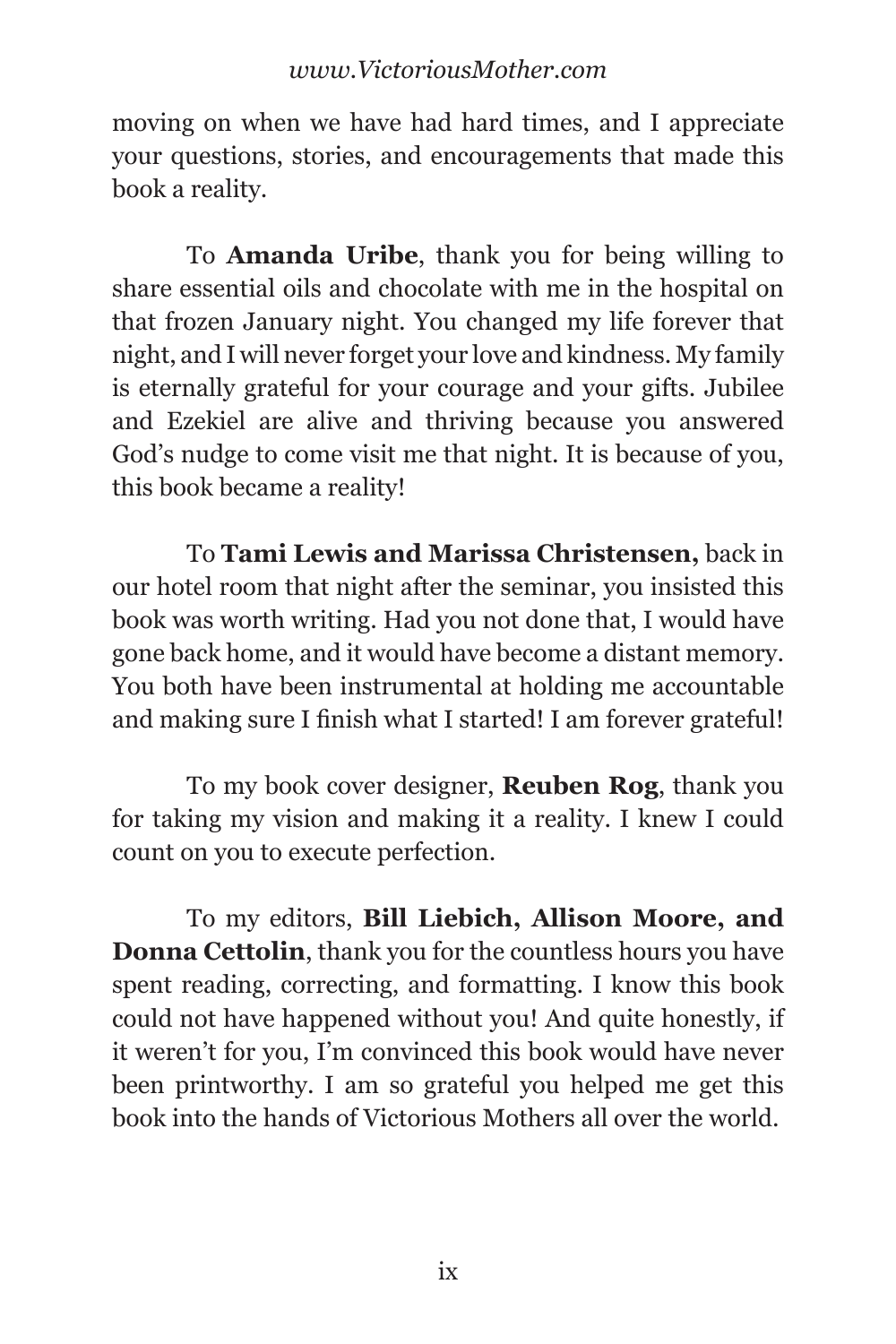moving on when we have had hard times, and I appreciate your questions, stories, and encouragements that made this book a reality.

To **Amanda Uribe**, thank you for being willing to share essential oils and chocolate with me in the hospital on that frozen January night. You changed my life forever that night, and I will never forget your love and kindness. My family is eternally grateful for your courage and your gifts. Jubilee and Ezekiel are alive and thriving because you answered God's nudge to come visit me that night. It is because of you, this book became a reality!

To **Tami Lewis and Marissa Christensen,** back in our hotel room that night after the seminar, you insisted this book was worth writing. Had you not done that, I would have gone back home, and it would have become a distant memory. You both have been instrumental at holding me accountable and making sure I finish what I started! I am forever grateful!

To my book cover designer, **Reuben Rog**, thank you for taking my vision and making it a reality. I knew I could count on you to execute perfection.

To my editors, **Bill Liebich, Allison Moore, and Donna Cettolin**, thank you for the countless hours you have spent reading, correcting, and formatting. I know this book could not have happened without you! And quite honestly, if it weren't for you, I'm convinced this book would have never been printworthy. I am so grateful you helped me get this book into the hands of Victorious Mothers all over the world.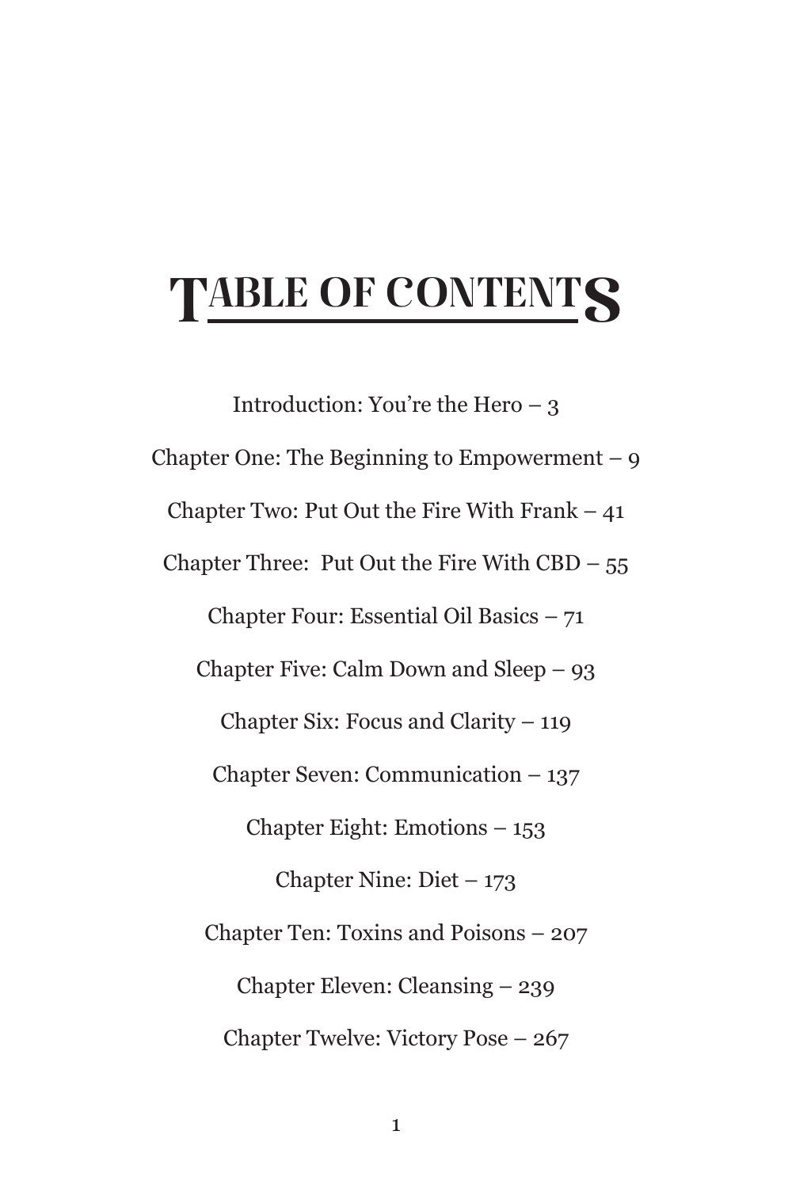# TABLE OF CONTENTS

Introduction: You're the Hero – 3

Chapter One: The Beginning to Empowerment – 9

Chapter Two: Put Out the Fire With Frank – 41

Chapter Three:  Put Out the Fire With CBD – 55

Chapter Four: Essential Oil Basics – 71

Chapter Five: Calm Down and Sleep – 93

Chapter Six: Focus and Clarity – 119

Chapter Seven: Communication – 137

Chapter Eight: Emotions – 153

Chapter Nine: Diet – 173

Chapter Ten: Toxins and Poisons – 207

Chapter Eleven: Cleansing – 239

Chapter Twelve: Victory Pose – 267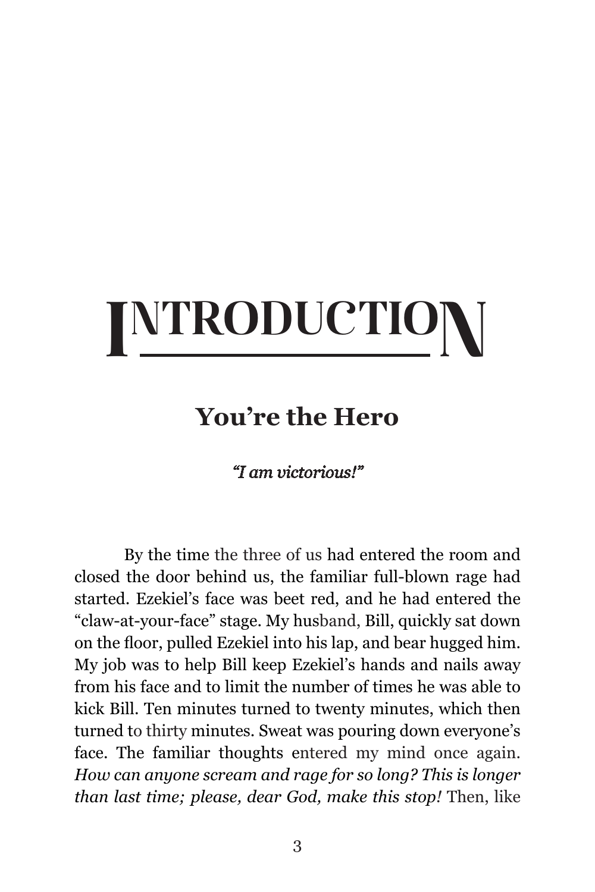# INTRODUCTION

## You're the Hero

*"I am victorious!"*

By the time the three of us had entered the room and closed the door behind us, the familiar full-blown rage had started. Ezekiel's face was beet red, and he had entered the "claw-at-your-face" stage. My husband, Bill, quickly sat down on the floor, pulled Ezekiel into his lap, and bear hugged him. My job was to help Bill keep Ezekiel's hands and nails away from his face and to limit the number of times he was able to kick Bill. Ten minutes turned to twenty minutes, which then turned to thirty minutes. Sweat was pouring down everyone's face. The familiar thoughts entered my mind once again. *How can anyone scream and rage for so long? This is longer than last time; please, dear God, make this stop!* Then, like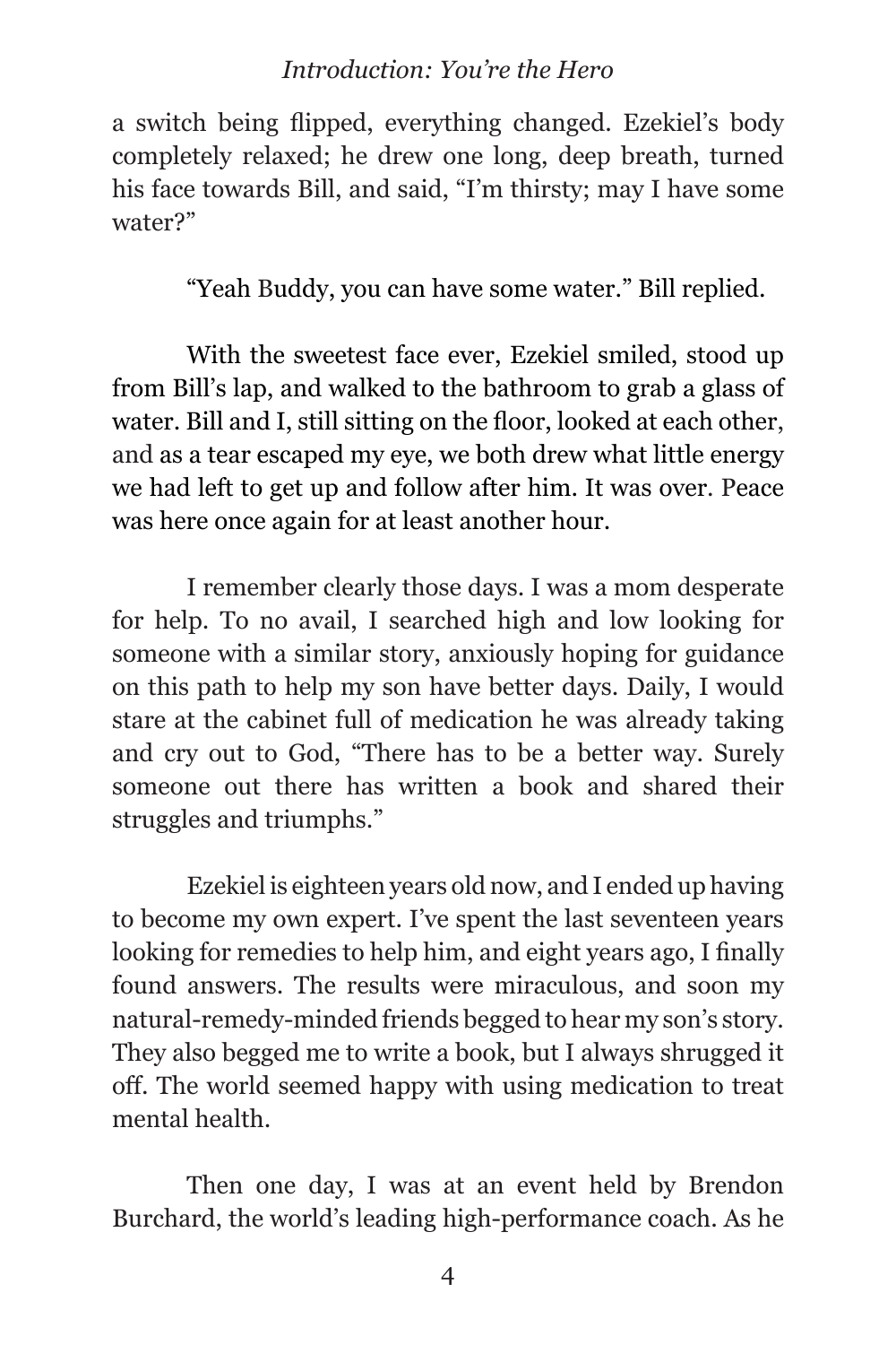a switch being flipped, everything changed. Ezekiel's body completely relaxed; he drew one long, deep breath, turned his face towards Bill, and said, "I'm thirsty; may I have some water?"

"Yeah Buddy, you can have some water." Bill replied.

With the sweetest face ever, Ezekiel smiled, stood up from Bill's lap, and walked to the bathroom to grab a glass of water. Bill and I, still sitting on the floor, looked at each other, and as a tear escaped my eye, we both drew what little energy we had left to get up and follow after him. It was over. Peace was here once again for at least another hour.

I remember clearly those days. I was a mom desperate for help. To no avail, I searched high and low looking for someone with a similar story, anxiously hoping for guidance on this path to help my son have better days. Daily, I would stare at the cabinet full of medication he was already taking and cry out to God, "There has to be a better way. Surely someone out there has written a book and shared their struggles and triumphs."

Ezekiel is eighteen years old now, and I ended up having to become my own expert. I've spent the last seventeen years looking for remedies to help him, and eight years ago, I finally found answers. The results were miraculous, and soon my natural-remedy-minded friends begged to hear my son's story. They also begged me to write a book, but I always shrugged it off. The world seemed happy with using medication to treat mental health.

Then one day, I was at an event held by Brendon Burchard, the world's leading high-performance coach. As he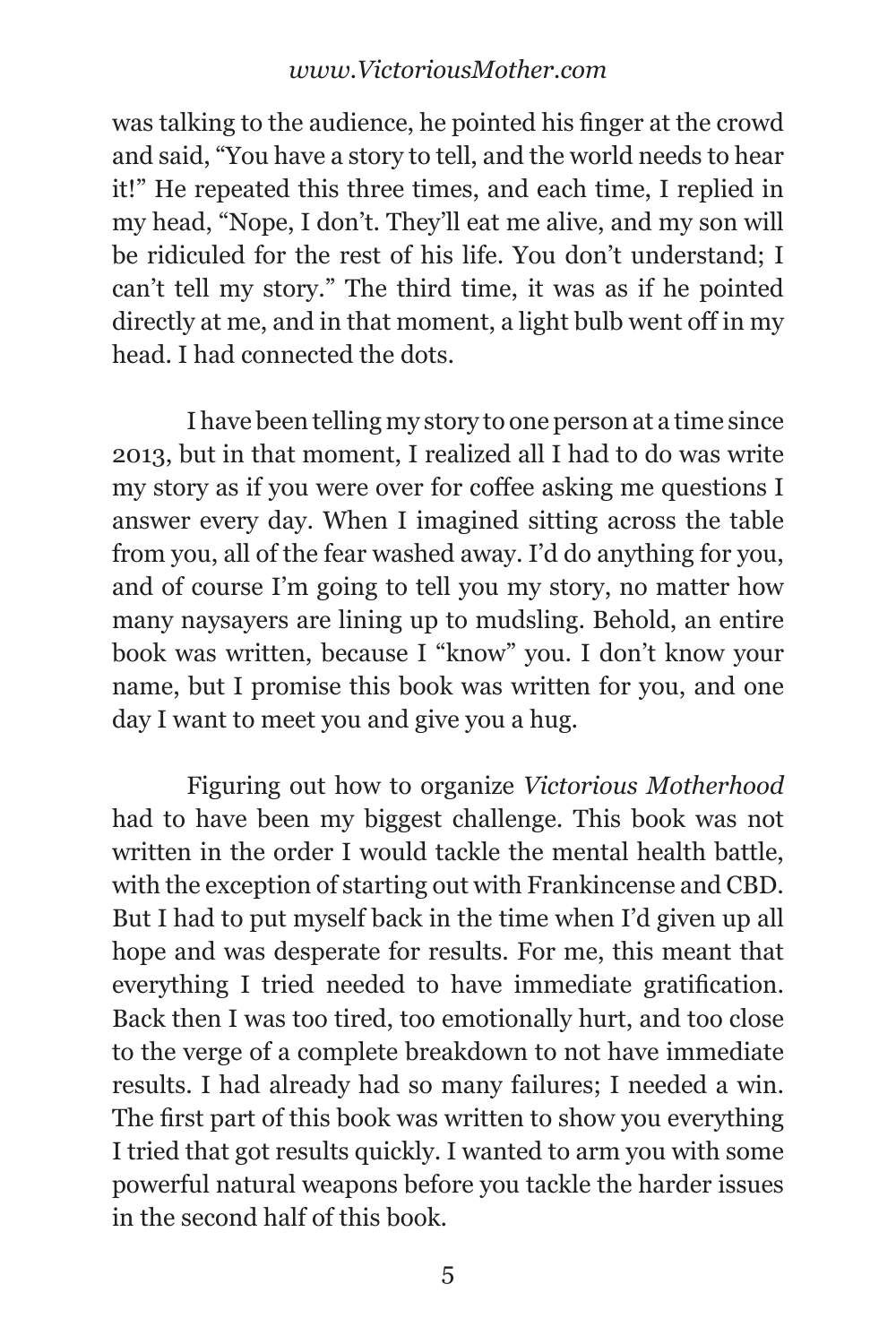was talking to the audience, he pointed his finger at the crowd and said, "You have a story to tell, and the world needs to hear it!" He repeated this three times, and each time, I replied in my head, "Nope, I don't. They'll eat me alive, and my son will be ridiculed for the rest of his life. You don't understand; I can't tell my story." The third time, it was as if he pointed directly at me, and in that moment, a light bulb went off in my head. I had connected the dots.

I have been telling my story to one person at a time since 2013, but in that moment, I realized all I had to do was write my story as if you were over for coffee asking me questions I answer every day. When I imagined sitting across the table from you, all of the fear washed away. I'd do anything for you, and of course I'm going to tell you my story, no matter how many naysayers are lining up to mudsling. Behold, an entire book was written, because I "know" you. I don't know your name, but I promise this book was written for you, and one day I want to meet you and give you a hug.

Figuring out how to organize *Victorious Motherhood* had to have been my biggest challenge. This book was not written in the order I would tackle the mental health battle, with the exception of starting out with Frankincense and CBD. But I had to put myself back in the time when I'd given up all hope and was desperate for results. For me, this meant that everything I tried needed to have immediate gratification. Back then I was too tired, too emotionally hurt, and too close to the verge of a complete breakdown to not have immediate results. I had already had so many failures; I needed a win. The first part of this book was written to show you everything I tried that got results quickly. I wanted to arm you with some powerful natural weapons before you tackle the harder issues in the second half of this book.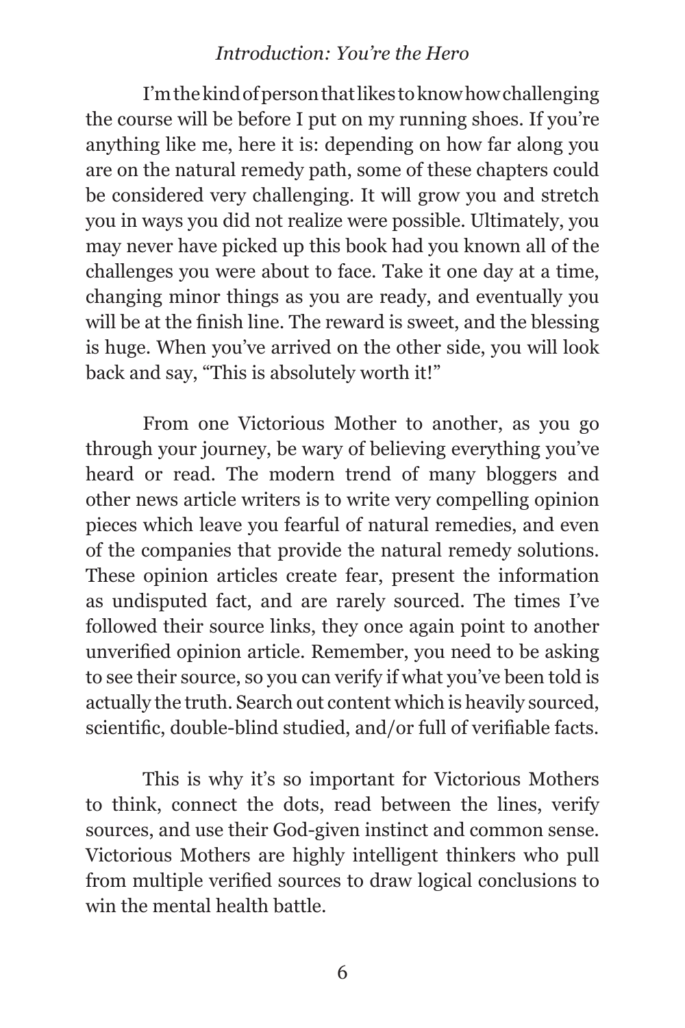I'm the kind of person that likes to know how challenging the course will be before I put on my running shoes. If you're anything like me, here it is: depending on how far along you are on the natural remedy path, some of these chapters could be considered very challenging. It will grow you and stretch you in ways you did not realize were possible. Ultimately, you may never have picked up this book had you known all of the challenges you were about to face. Take it one day at a time, changing minor things as you are ready, and eventually you will be at the finish line. The reward is sweet, and the blessing is huge. When you've arrived on the other side, you will look back and say, "This is absolutely worth it!"

From one Victorious Mother to another, as you go through your journey, be wary of believing everything you've heard or read. The modern trend of many bloggers and other news article writers is to write very compelling opinion pieces which leave you fearful of natural remedies, and even of the companies that provide the natural remedy solutions. These opinion articles create fear, present the information as undisputed fact, and are rarely sourced. The times I've followed their source links, they once again point to another unverified opinion article. Remember, you need to be asking to see their source, so you can verify if what you've been told is actually the truth. Search out content which is heavily sourced, scientific, double-blind studied, and/or full of verifiable facts.

This is why it's so important for Victorious Mothers to think, connect the dots, read between the lines, verify sources, and use their God-given instinct and common sense. Victorious Mothers are highly intelligent thinkers who pull from multiple verified sources to draw logical conclusions to win the mental health battle.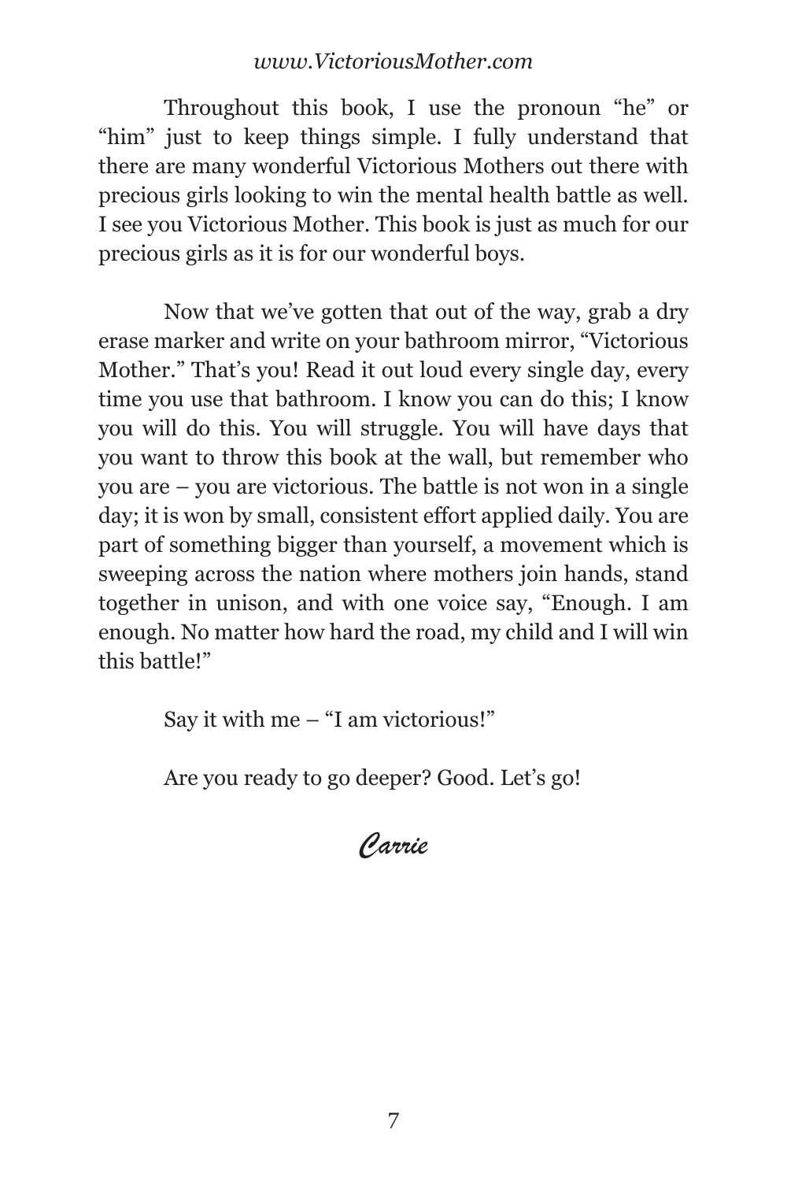Throughout this book, I use the pronoun "he" or "him" just to keep things simple. I fully understand that there are many wonderful Victorious Mothers out there with precious girls looking to win the mental health battle as well. I see you Victorious Mother. This book is just as much for our precious girls as it is for our wonderful boys.

Now that we've gotten that out of the way, grab a dry erase marker and write on your bathroom mirror, "Victorious Mother." That's you! Read it out loud every single day, every time you use that bathroom. I know you can do this; I know you will do this. You will struggle. You will have days that you want to throw this book at the wall, but remember who you are – you are victorious. The battle is not won in a single day; it is won by small, consistent effort applied daily. You are part of something bigger than yourself, a movement which is sweeping across the nation where mothers join hands, stand together in unison, and with one voice say, "Enough. I am enough. No matter how hard the road, my child and I will win this battle!"

Say it with me – "I am victorious!"

Are you ready to go deeper? Good. Let's go!

*Carrie*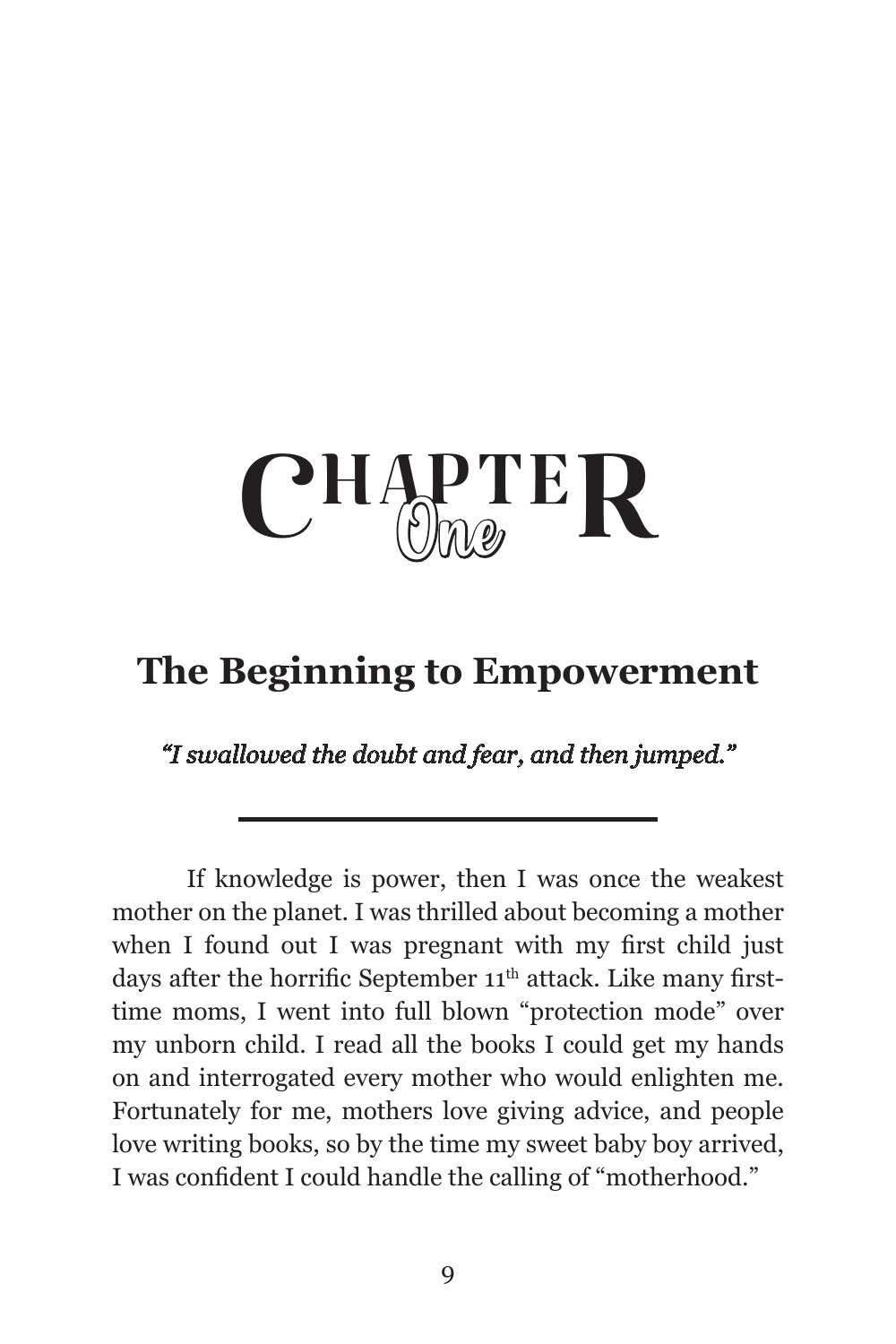# Chapter One

## The Beginning to Empowerment

*"I swallowed the doubt and fear, and then jumped."*

---

If knowledge is power, then I was once the weakest mother on the planet. I was thrilled about becoming a mother when I found out I was pregnant with my first child just days after the horrific September 11th attack. Like many first-time moms, I went into full blown "protection mode" over my unborn child. I read all the books I could get my hands on and interrogated every mother who would enlighten me. Fortunately for me, mothers love giving advice, and people love writing books, so by the time my sweet baby boy arrived, I was confident I could handle the calling of "motherhood."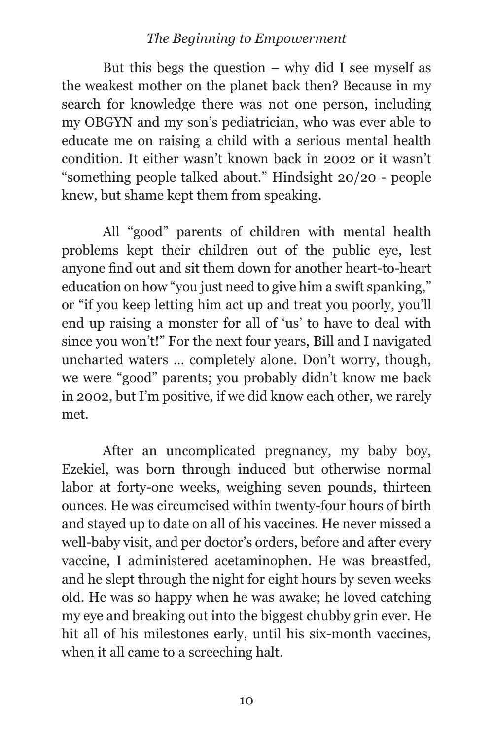But this begs the question – why did I see myself as the weakest mother on the planet back then? Because in my search for knowledge there was not one person, including my OBGYN and my son's pediatrician, who was ever able to educate me on raising a child with a serious mental health condition. It either wasn't known back in 2002 or it wasn't "something people talked about." Hindsight 20/20 - people knew, but shame kept them from speaking.

All "good" parents of children with mental health problems kept their children out of the public eye, lest anyone find out and sit them down for another heart-to-heart education on how "you just need to give him a swift spanking," or "if you keep letting him act up and treat you poorly, you'll end up raising a monster for all of 'us' to have to deal with since you won't!" For the next four years, Bill and I navigated uncharted waters … completely alone. Don't worry, though, we were "good" parents; you probably didn't know me back in 2002, but I'm positive, if we did know each other, we rarely met.

After an uncomplicated pregnancy, my baby boy, Ezekiel, was born through induced but otherwise normal labor at forty-one weeks, weighing seven pounds, thirteen ounces. He was circumcised within twenty-four hours of birth and stayed up to date on all of his vaccines. He never missed a well-baby visit, and per doctor's orders, before and after every vaccine, I administered acetaminophen. He was breastfed, and he slept through the night for eight hours by seven weeks old. He was so happy when he was awake; he loved catching my eye and breaking out into the biggest chubby grin ever. He hit all of his milestones early, until his six-month vaccines, when it all came to a screeching halt.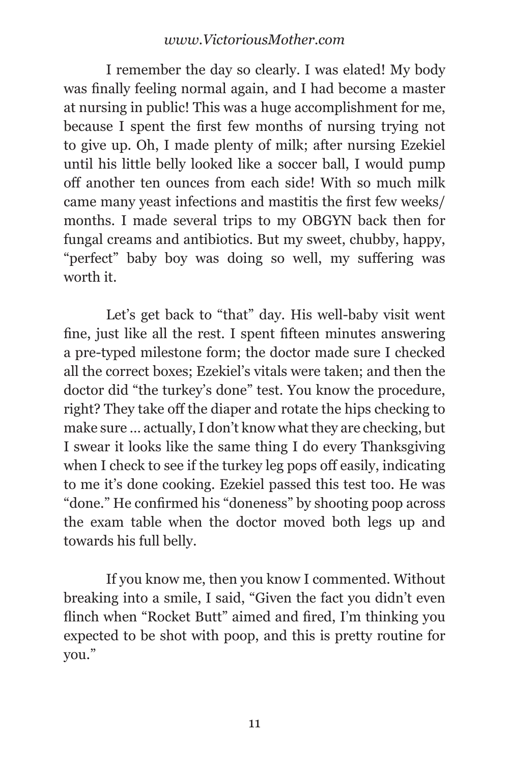I remember the day so clearly. I was elated! My body was finally feeling normal again, and I had become a master at nursing in public! This was a huge accomplishment for me, because I spent the first few months of nursing trying not to give up. Oh, I made plenty of milk; after nursing Ezekiel until his little belly looked like a soccer ball, I would pump off another ten ounces from each side! With so much milk came many yeast infections and mastitis the first few weeks/ months. I made several trips to my OBGYN back then for fungal creams and antibiotics. But my sweet, chubby, happy, "perfect" baby boy was doing so well, my suffering was worth it.

Let's get back to "that" day. His well-baby visit went fine, just like all the rest. I spent fifteen minutes answering a pre-typed milestone form; the doctor made sure I checked all the correct boxes; Ezekiel's vitals were taken; and then the doctor did "the turkey's done" test. You know the procedure, right? They take off the diaper and rotate the hips checking to make sure … actually, I don't know what they are checking, but I swear it looks like the same thing I do every Thanksgiving when I check to see if the turkey leg pops off easily, indicating to me it's done cooking. Ezekiel passed this test too. He was "done." He confirmed his "doneness" by shooting poop across the exam table when the doctor moved both legs up and towards his full belly.

If you know me, then you know I commented. Without breaking into a smile, I said, "Given the fact you didn't even flinch when "Rocket Butt" aimed and fired, I'm thinking you expected to be shot with poop, and this is pretty routine for you."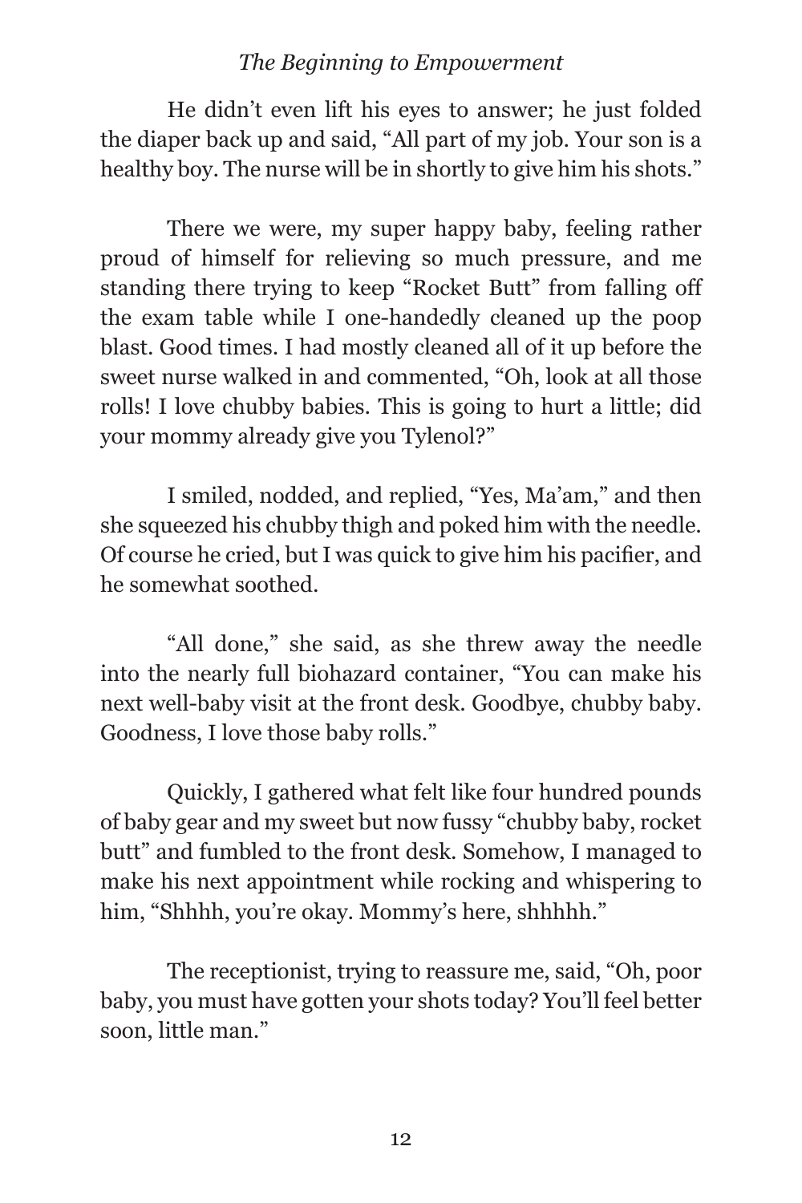He didn't even lift his eyes to answer; he just folded the diaper back up and said, "All part of my job. Your son is a healthy boy. The nurse will be in shortly to give him his shots."

There we were, my super happy baby, feeling rather proud of himself for relieving so much pressure, and me standing there trying to keep "Rocket Butt" from falling off the exam table while I one-handedly cleaned up the poop blast. Good times. I had mostly cleaned all of it up before the sweet nurse walked in and commented, "Oh, look at all those rolls! I love chubby babies. This is going to hurt a little; did your mommy already give you Tylenol?"

I smiled, nodded, and replied, "Yes, Ma'am," and then she squeezed his chubby thigh and poked him with the needle. Of course he cried, but I was quick to give him his pacifier, and he somewhat soothed.

"All done," she said, as she threw away the needle into the nearly full biohazard container, "You can make his next well-baby visit at the front desk. Goodbye, chubby baby. Goodness, I love those baby rolls."

Quickly, I gathered what felt like four hundred pounds of baby gear and my sweet but now fussy "chubby baby, rocket butt" and fumbled to the front desk. Somehow, I managed to make his next appointment while rocking and whispering to him, "Shhhh, you're okay. Mommy's here, shhhhh."

The receptionist, trying to reassure me, said, "Oh, poor baby, you must have gotten your shots today? You'll feel better soon, little man."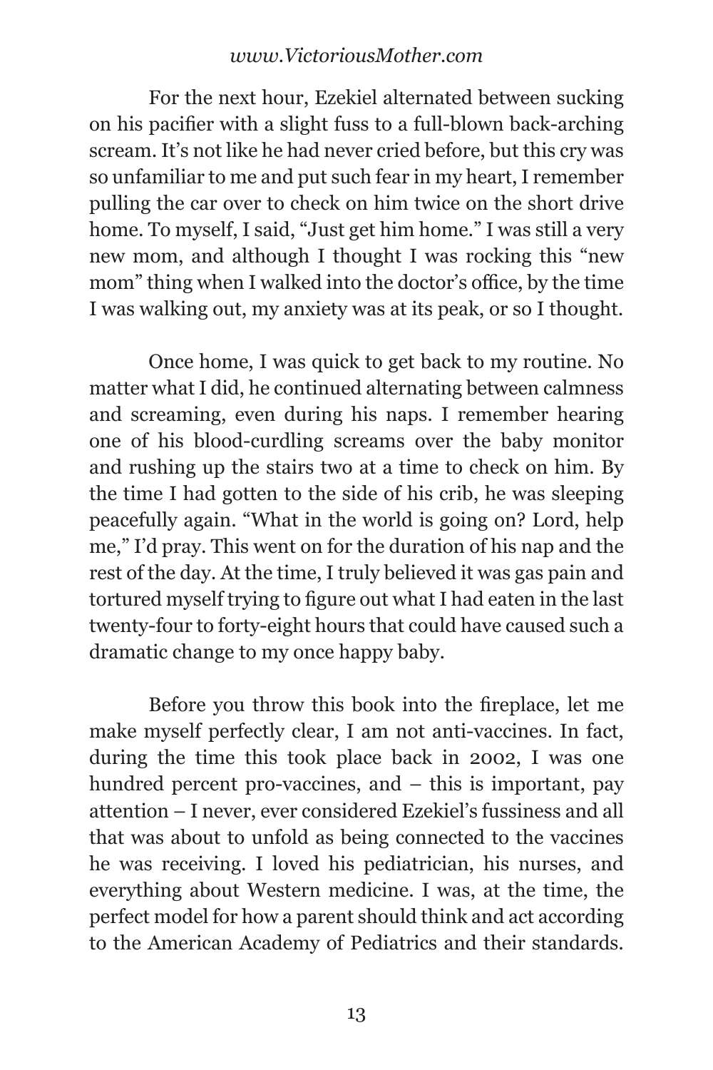For the next hour, Ezekiel alternated between sucking on his pacifier with a slight fuss to a full-blown back-arching scream. It's not like he had never cried before, but this cry was so unfamiliar to me and put such fear in my heart, I remember pulling the car over to check on him twice on the short drive home. To myself, I said, "Just get him home." I was still a very new mom, and although I thought I was rocking this "new mom" thing when I walked into the doctor's office, by the time I was walking out, my anxiety was at its peak, or so I thought.

Once home, I was quick to get back to my routine. No matter what I did, he continued alternating between calmness and screaming, even during his naps. I remember hearing one of his blood-curdling screams over the baby monitor and rushing up the stairs two at a time to check on him. By the time I had gotten to the side of his crib, he was sleeping peacefully again. "What in the world is going on? Lord, help me," I'd pray. This went on for the duration of his nap and the rest of the day. At the time, I truly believed it was gas pain and tortured myself trying to figure out what I had eaten in the last twenty-four to forty-eight hours that could have caused such a dramatic change to my once happy baby.

Before you throw this book into the fireplace, let me make myself perfectly clear, I am not anti-vaccines. In fact, during the time this took place back in 2002, I was one hundred percent pro-vaccines, and – this is important, pay attention – I never, ever considered Ezekiel's fussiness and all that was about to unfold as being connected to the vaccines he was receiving. I loved his pediatrician, his nurses, and everything about Western medicine. I was, at the time, the perfect model for how a parent should think and act according to the American Academy of Pediatrics and their standards.